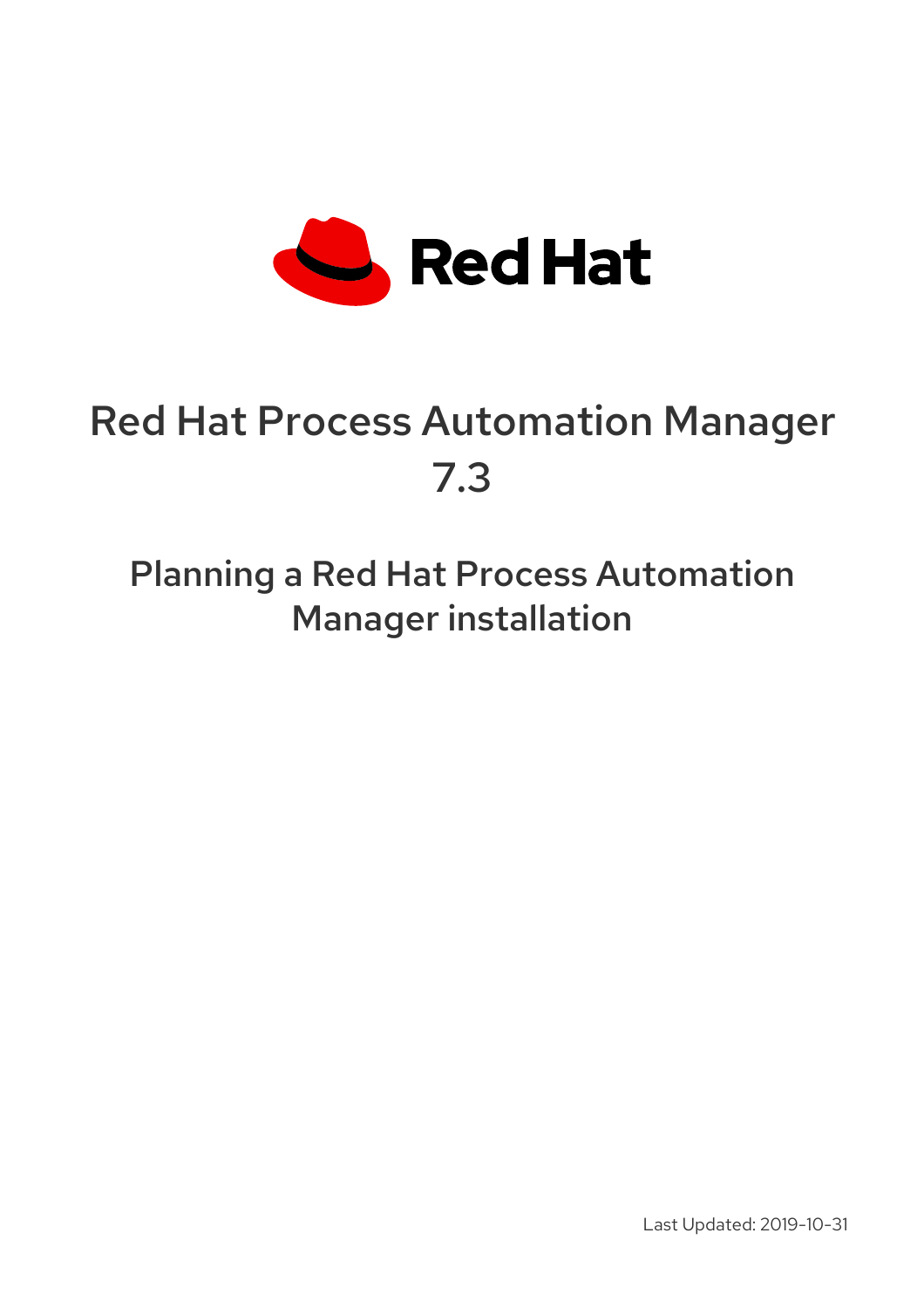Red Hat

# Red Hat Process Automation Manager 7.3

## Planning a Red Hat Process Automation Manager installation

Last Updated: 2019-10-31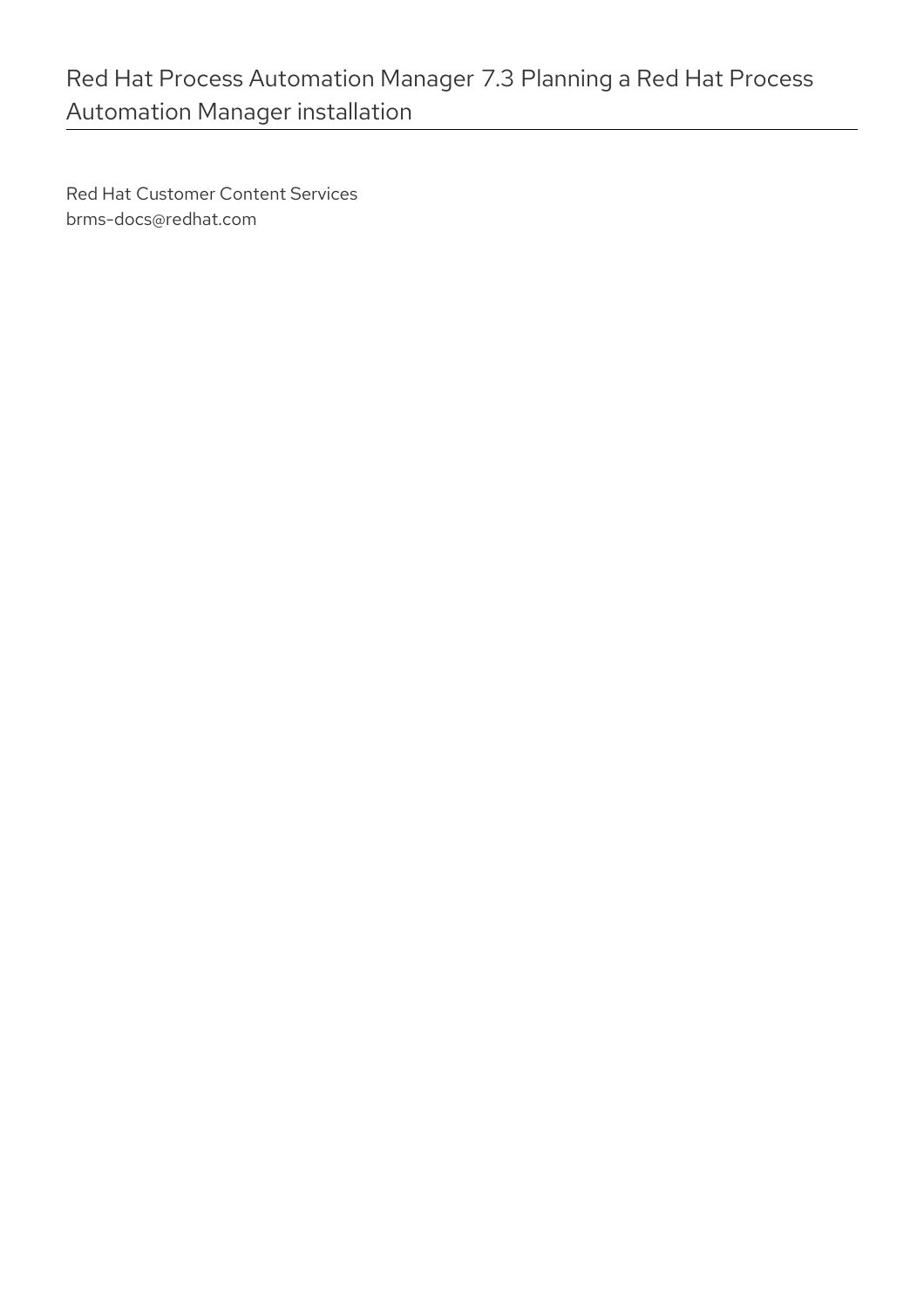# Red Hat Process Automation Manager 7.3 Planning a Red Hat Process Automation Manager installation

Red Hat Customer Content Services
brms-docs@redhat.com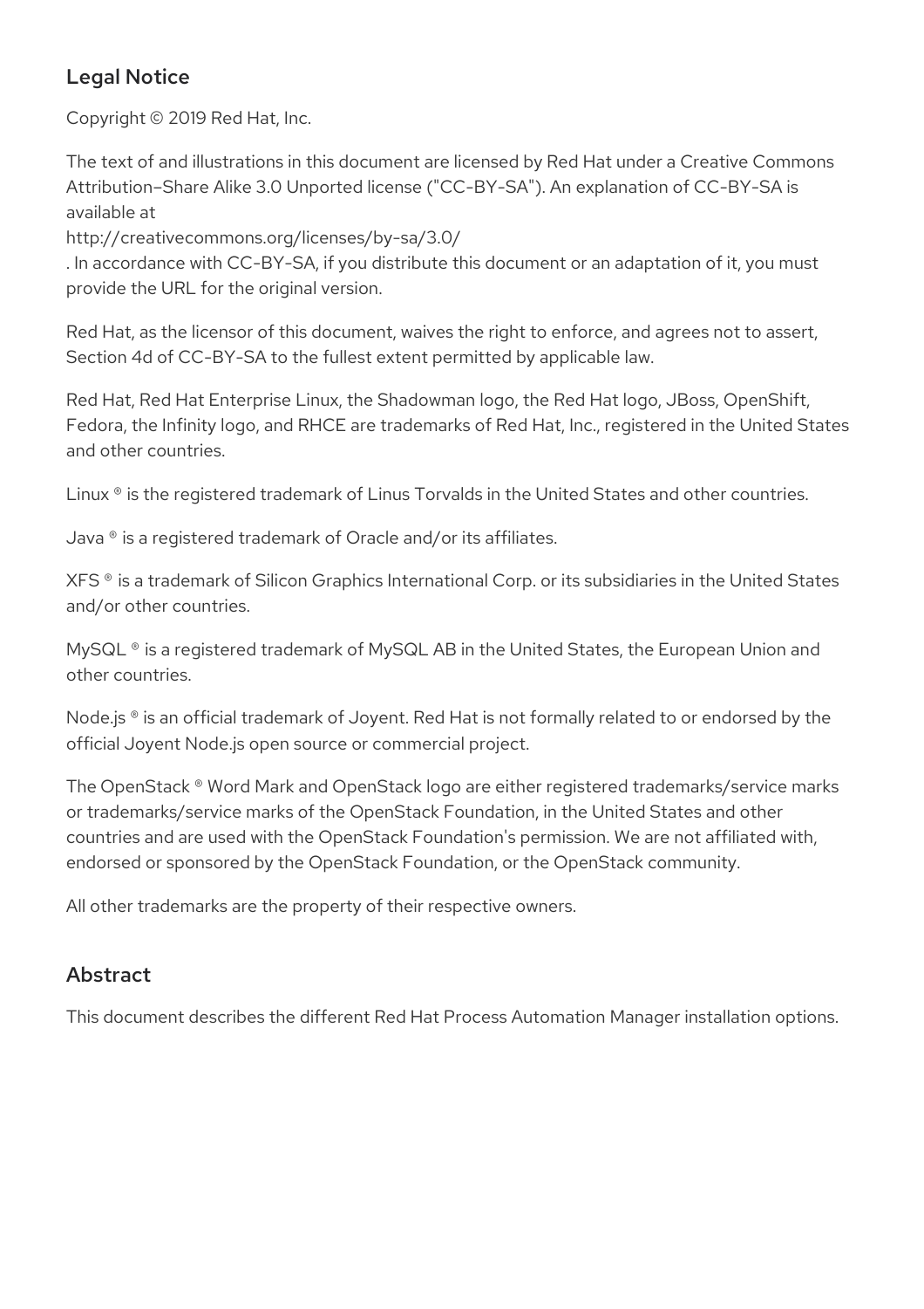## Legal Notice

Copyright © 2019 Red Hat, Inc.

The text of and illustrations in this document are licensed by Red Hat under a Creative Commons Attribution–Share Alike 3.0 Unported license ("CC-BY-SA"). An explanation of CC-BY-SA is available at
http://creativecommons.org/licenses/by-sa/3.0/
. In accordance with CC-BY-SA, if you distribute this document or an adaptation of it, you must provide the URL for the original version.

Red Hat, as the licensor of this document, waives the right to enforce, and agrees not to assert, Section 4d of CC-BY-SA to the fullest extent permitted by applicable law.

Red Hat, Red Hat Enterprise Linux, the Shadowman logo, the Red Hat logo, JBoss, OpenShift, Fedora, the Infinity logo, and RHCE are trademarks of Red Hat, Inc., registered in the United States and other countries.

Linux ® is the registered trademark of Linus Torvalds in the United States and other countries.

Java ® is a registered trademark of Oracle and/or its affiliates.

XFS ® is a trademark of Silicon Graphics International Corp. or its subsidiaries in the United States and/or other countries.

MySQL ® is a registered trademark of MySQL AB in the United States, the European Union and other countries.

Node.js ® is an official trademark of Joyent. Red Hat is not formally related to or endorsed by the official Joyent Node.js open source or commercial project.

The OpenStack ® Word Mark and OpenStack logo are either registered trademarks/service marks or trademarks/service marks of the OpenStack Foundation, in the United States and other countries and are used with the OpenStack Foundation's permission. We are not affiliated with, endorsed or sponsored by the OpenStack Foundation, or the OpenStack community.

All other trademarks are the property of their respective owners.

## Abstract

This document describes the different Red Hat Process Automation Manager installation options.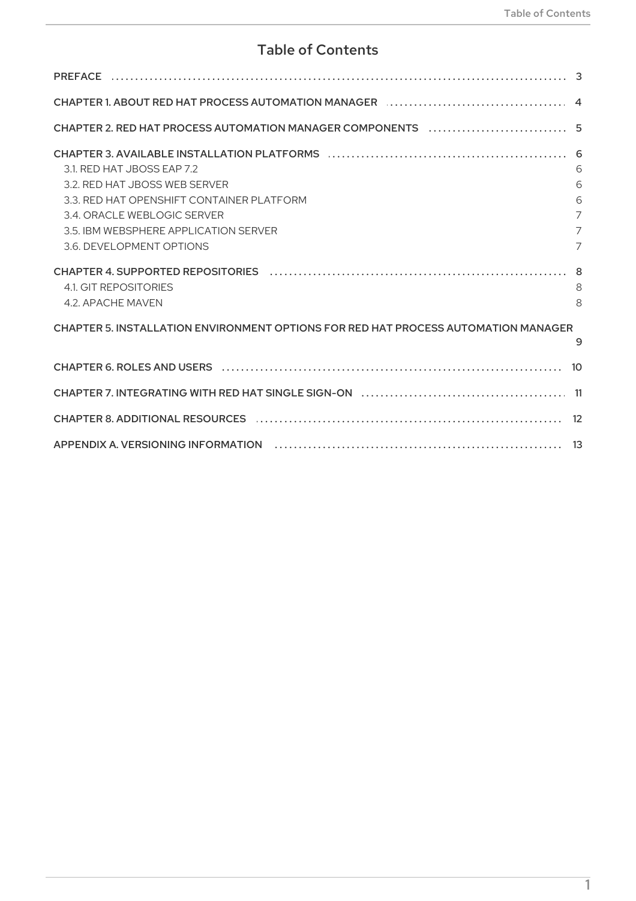# Table of Contents

PREFACE ........ 3

CHAPTER 1. ABOUT RED HAT PROCESS AUTOMATION MANAGER ........ 4

CHAPTER 2. RED HAT PROCESS AUTOMATION MANAGER COMPONENTS ........ 5

CHAPTER 3. AVAILABLE INSTALLATION PLATFORMS ........ 6
- 3.1. RED HAT JBOSS EAP 7.2 ........ 6
- 3.2. RED HAT JBOSS WEB SERVER ........ 6
- 3.3. RED HAT OPENSHIFT CONTAINER PLATFORM ........ 6
- 3.4. ORACLE WEBLOGIC SERVER ........ 7
- 3.5. IBM WEBSPHERE APPLICATION SERVER ........ 7
- 3.6. DEVELOPMENT OPTIONS ........ 7

CHAPTER 4. SUPPORTED REPOSITORIES ........ 8
- 4.1. GIT REPOSITORIES ........ 8
- 4.2. APACHE MAVEN ........ 8

CHAPTER 5. INSTALLATION ENVIRONMENT OPTIONS FOR RED HAT PROCESS AUTOMATION MANAGER ........ 9

CHAPTER 6. ROLES AND USERS ........ 10

CHAPTER 7. INTEGRATING WITH RED HAT SINGLE SIGN-ON ........ 11

CHAPTER 8. ADDITIONAL RESOURCES ........ 12

APPENDIX A. VERSIONING INFORMATION ........ 13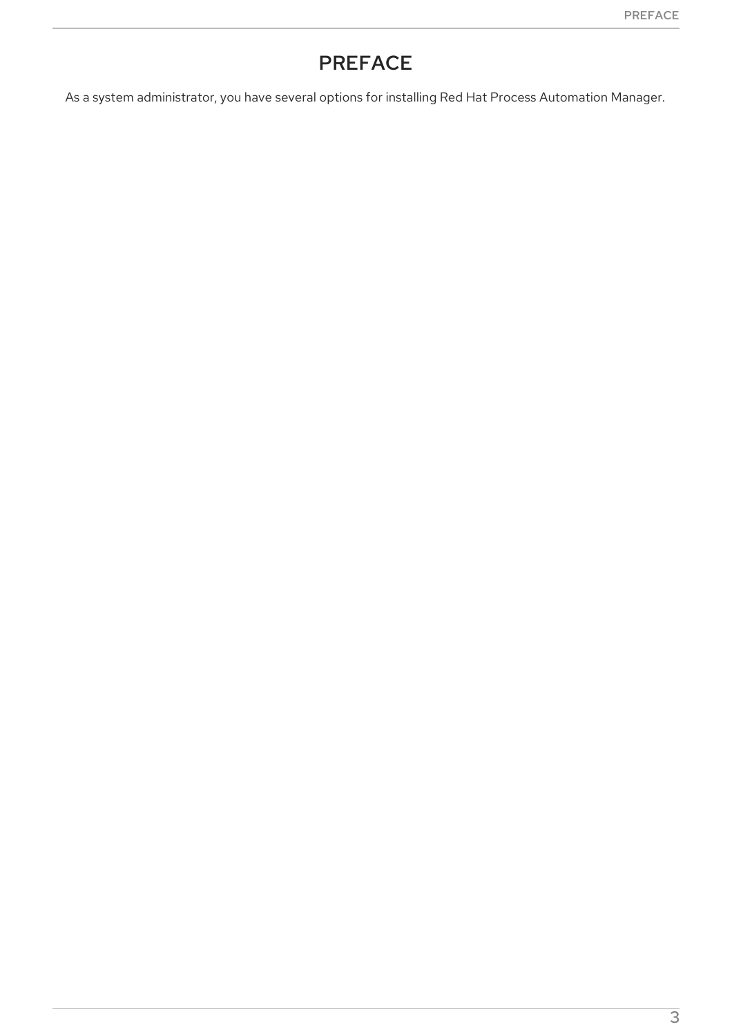# PREFACE

As a system administrator, you have several options for installing Red Hat Process Automation Manager.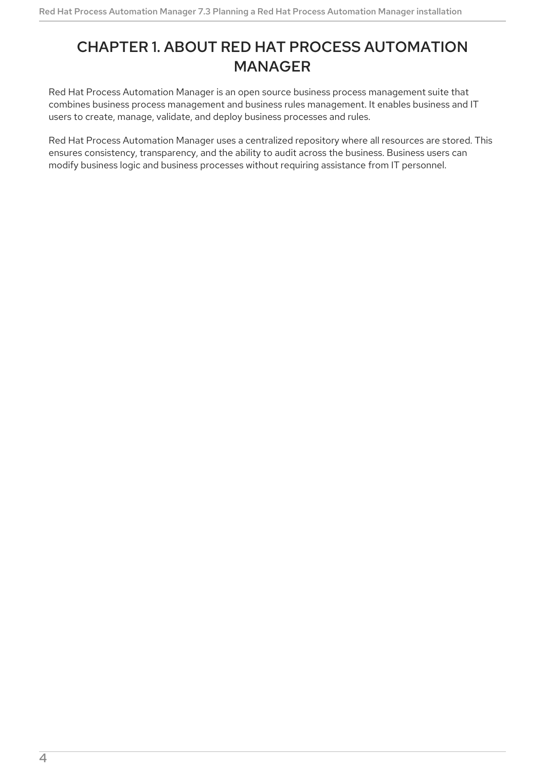# CHAPTER 1. ABOUT RED HAT PROCESS AUTOMATION MANAGER

Red Hat Process Automation Manager is an open source business process management suite that combines business process management and business rules management. It enables business and IT users to create, manage, validate, and deploy business processes and rules.

Red Hat Process Automation Manager uses a centralized repository where all resources are stored. This ensures consistency, transparency, and the ability to audit across the business. Business users can modify business logic and business processes without requiring assistance from IT personnel.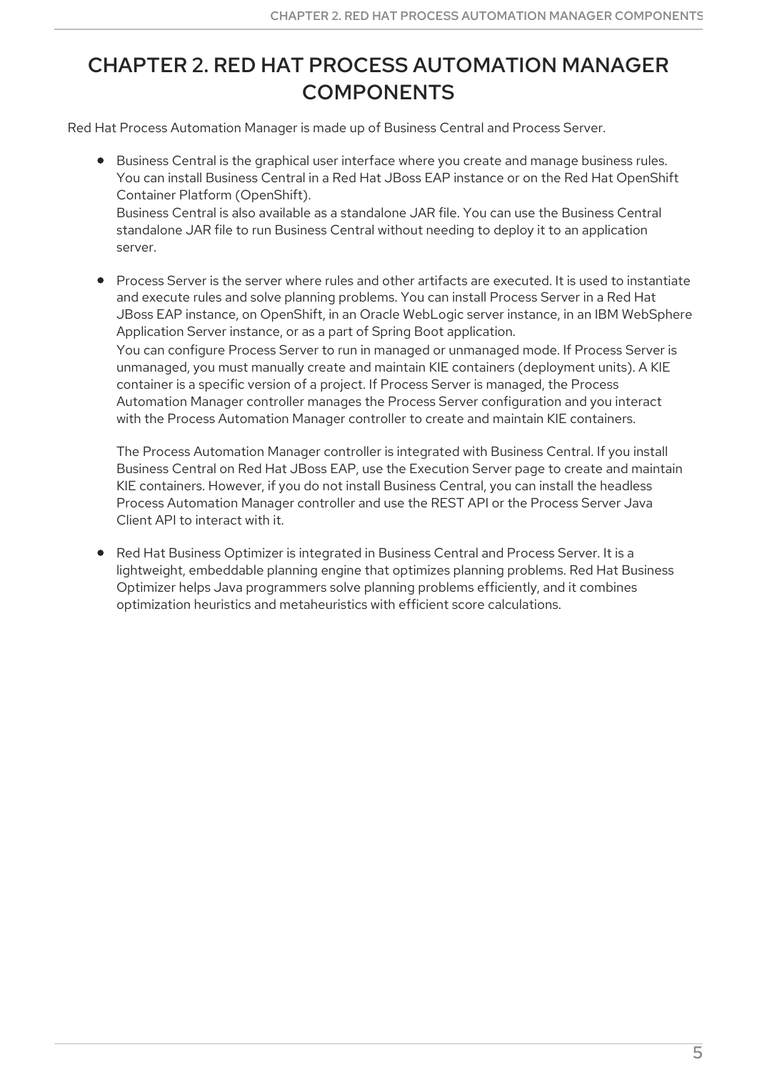# CHAPTER 2. RED HAT PROCESS AUTOMATION MANAGER COMPONENTS

Red Hat Process Automation Manager is made up of Business Central and Process Server.

- Business Central is the graphical user interface where you create and manage business rules. You can install Business Central in a Red Hat JBoss EAP instance or on the Red Hat OpenShift Container Platform (OpenShift).
  Business Central is also available as a standalone JAR file. You can use the Business Central standalone JAR file to run Business Central without needing to deploy it to an application server.

- Process Server is the server where rules and other artifacts are executed. It is used to instantiate and execute rules and solve planning problems. You can install Process Server in a Red Hat JBoss EAP instance, on OpenShift, in an Oracle WebLogic server instance, in an IBM WebSphere Application Server instance, or as a part of Spring Boot application.
  You can configure Process Server to run in managed or unmanaged mode. If Process Server is unmanaged, you must manually create and maintain KIE containers (deployment units). A KIE container is a specific version of a project. If Process Server is managed, the Process Automation Manager controller manages the Process Server configuration and you interact with the Process Automation Manager controller to create and maintain KIE containers.

  The Process Automation Manager controller is integrated with Business Central. If you install Business Central on Red Hat JBoss EAP, use the Execution Server page to create and maintain KIE containers. However, if you do not install Business Central, you can install the headless Process Automation Manager controller and use the REST API or the Process Server Java Client API to interact with it.

- Red Hat Business Optimizer is integrated in Business Central and Process Server. It is a lightweight, embeddable planning engine that optimizes planning problems. Red Hat Business Optimizer helps Java programmers solve planning problems efficiently, and it combines optimization heuristics and metaheuristics with efficient score calculations.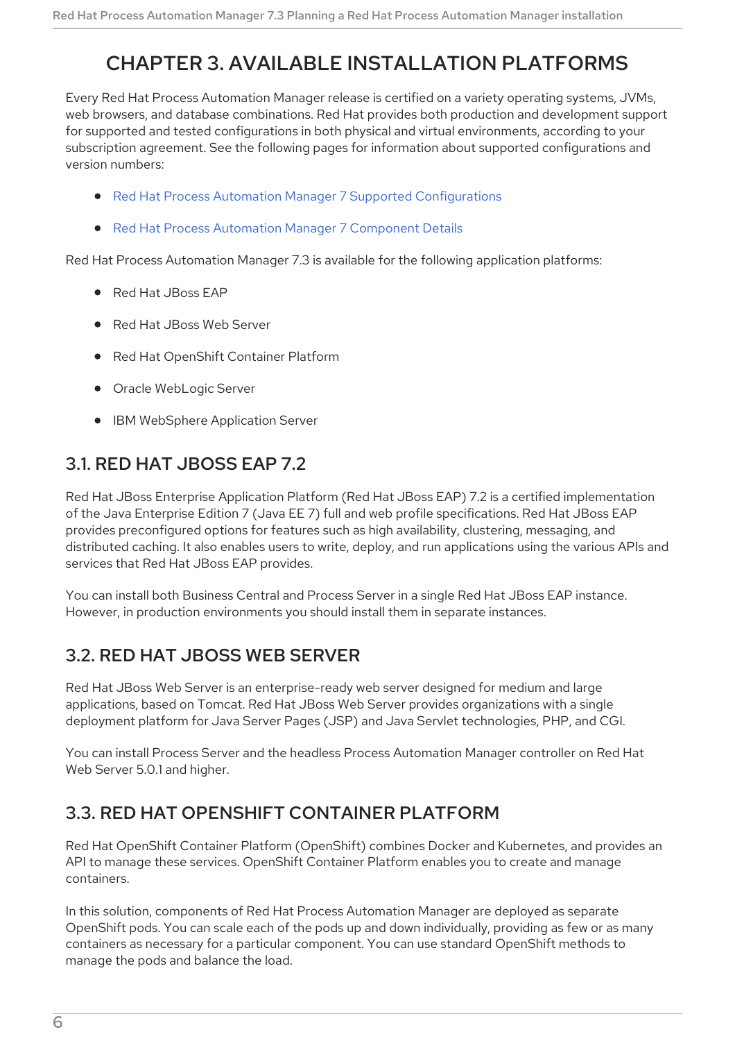# CHAPTER 3. AVAILABLE INSTALLATION PLATFORMS

Every Red Hat Process Automation Manager release is certified on a variety operating systems, JVMs, web browsers, and database combinations. Red Hat provides both production and development support for supported and tested configurations in both physical and virtual environments, according to your subscription agreement. See the following pages for information about supported configurations and version numbers:

- Red Hat Process Automation Manager 7 Supported Configurations
- Red Hat Process Automation Manager 7 Component Details

Red Hat Process Automation Manager 7.3 is available for the following application platforms:

- Red Hat JBoss EAP
- Red Hat JBoss Web Server
- Red Hat OpenShift Container Platform
- Oracle WebLogic Server
- IBM WebSphere Application Server

## 3.1. RED HAT JBOSS EAP 7.2

Red Hat JBoss Enterprise Application Platform (Red Hat JBoss EAP) 7.2 is a certified implementation of the Java Enterprise Edition 7 (Java EE 7) full and web profile specifications. Red Hat JBoss EAP provides preconfigured options for features such as high availability, clustering, messaging, and distributed caching. It also enables users to write, deploy, and run applications using the various APIs and services that Red Hat JBoss EAP provides.

You can install both Business Central and Process Server in a single Red Hat JBoss EAP instance. However, in production environments you should install them in separate instances.

## 3.2. RED HAT JBOSS WEB SERVER

Red Hat JBoss Web Server is an enterprise-ready web server designed for medium and large applications, based on Tomcat. Red Hat JBoss Web Server provides organizations with a single deployment platform for Java Server Pages (JSP) and Java Servlet technologies, PHP, and CGI.

You can install Process Server and the headless Process Automation Manager controller on Red Hat Web Server 5.0.1 and higher.

## 3.3. RED HAT OPENSHIFT CONTAINER PLATFORM

Red Hat OpenShift Container Platform (OpenShift) combines Docker and Kubernetes, and provides an API to manage these services. OpenShift Container Platform enables you to create and manage containers.

In this solution, components of Red Hat Process Automation Manager are deployed as separate OpenShift pods. You can scale each of the pods up and down individually, providing as few or as many containers as necessary for a particular component. You can use standard OpenShift methods to manage the pods and balance the load.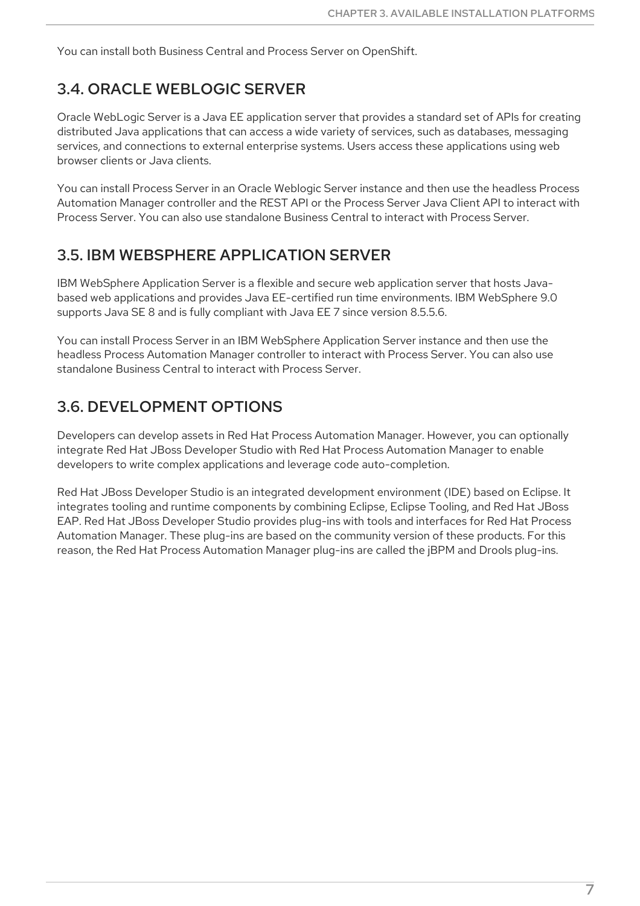You can install both Business Central and Process Server on OpenShift.

## 3.4. ORACLE WEBLOGIC SERVER

Oracle WebLogic Server is a Java EE application server that provides a standard set of APIs for creating distributed Java applications that can access a wide variety of services, such as databases, messaging services, and connections to external enterprise systems. Users access these applications using web browser clients or Java clients.

You can install Process Server in an Oracle Weblogic Server instance and then use the headless Process Automation Manager controller and the REST API or the Process Server Java Client API to interact with Process Server. You can also use standalone Business Central to interact with Process Server.

## 3.5. IBM WEBSPHERE APPLICATION SERVER

IBM WebSphere Application Server is a flexible and secure web application server that hosts Java-based web applications and provides Java EE-certified run time environments. IBM WebSphere 9.0 supports Java SE 8 and is fully compliant with Java EE 7 since version 8.5.5.6.

You can install Process Server in an IBM WebSphere Application Server instance and then use the headless Process Automation Manager controller to interact with Process Server. You can also use standalone Business Central to interact with Process Server.

## 3.6. DEVELOPMENT OPTIONS

Developers can develop assets in Red Hat Process Automation Manager. However, you can optionally integrate Red Hat JBoss Developer Studio with Red Hat Process Automation Manager to enable developers to write complex applications and leverage code auto-completion.

Red Hat JBoss Developer Studio is an integrated development environment (IDE) based on Eclipse. It integrates tooling and runtime components by combining Eclipse, Eclipse Tooling, and Red Hat JBoss EAP. Red Hat JBoss Developer Studio provides plug-ins with tools and interfaces for Red Hat Process Automation Manager. These plug-ins are based on the community version of these products. For this reason, the Red Hat Process Automation Manager plug-ins are called the jBPM and Drools plug-ins.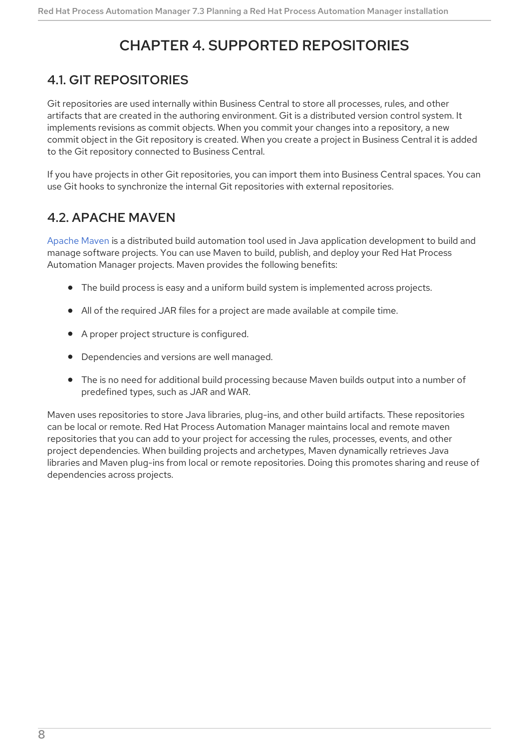# CHAPTER 4. SUPPORTED REPOSITORIES

## 4.1. GIT REPOSITORIES

Git repositories are used internally within Business Central to store all processes, rules, and other artifacts that are created in the authoring environment. Git is a distributed version control system. It implements revisions as commit objects. When you commit your changes into a repository, a new commit object in the Git repository is created. When you create a project in Business Central it is added to the Git repository connected to Business Central.

If you have projects in other Git repositories, you can import them into Business Central spaces. You can use Git hooks to synchronize the internal Git repositories with external repositories.

## 4.2. APACHE MAVEN

Apache Maven is a distributed build automation tool used in Java application development to build and manage software projects. You can use Maven to build, publish, and deploy your Red Hat Process Automation Manager projects. Maven provides the following benefits:

- The build process is easy and a uniform build system is implemented across projects.
- All of the required JAR files for a project are made available at compile time.
- A proper project structure is configured.
- Dependencies and versions are well managed.
- The is no need for additional build processing because Maven builds output into a number of predefined types, such as JAR and WAR.

Maven uses repositories to store Java libraries, plug-ins, and other build artifacts. These repositories can be local or remote. Red Hat Process Automation Manager maintains local and remote maven repositories that you can add to your project for accessing the rules, processes, events, and other project dependencies. When building projects and archetypes, Maven dynamically retrieves Java libraries and Maven plug-ins from local or remote repositories. Doing this promotes sharing and reuse of dependencies across projects.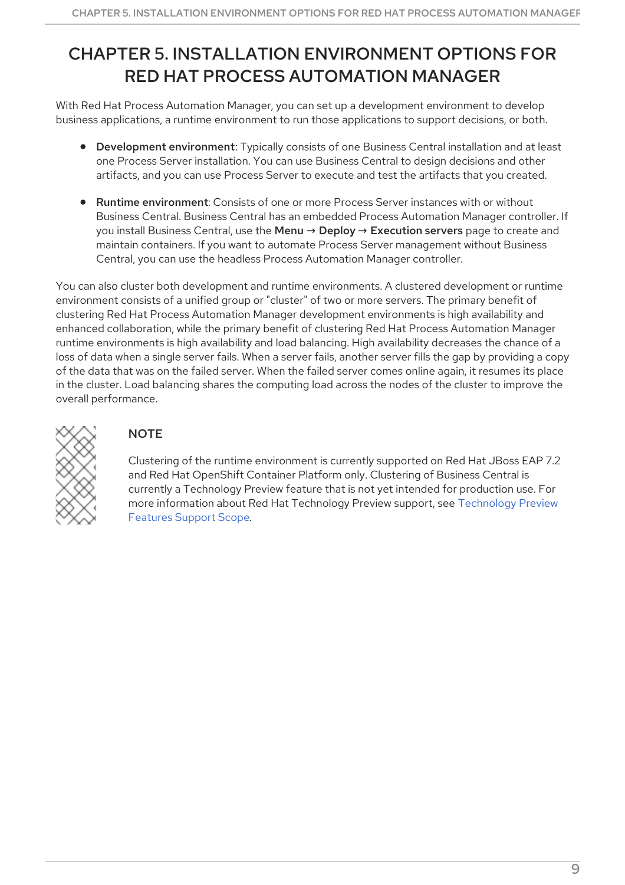# CHAPTER 5. INSTALLATION ENVIRONMENT OPTIONS FOR RED HAT PROCESS AUTOMATION MANAGER

With Red Hat Process Automation Manager, you can set up a development environment to develop business applications, a runtime environment to run those applications to support decisions, or both.

- **Development environment**: Typically consists of one Business Central installation and at least one Process Server installation. You can use Business Central to design decisions and other artifacts, and you can use Process Server to execute and test the artifacts that you created.
- **Runtime environment**: Consists of one or more Process Server instances with or without Business Central. Business Central has an embedded Process Automation Manager controller. If you install Business Central, use the **Menu → Deploy → Execution servers** page to create and maintain containers. If you want to automate Process Server management without Business Central, you can use the headless Process Automation Manager controller.

You can also cluster both development and runtime environments. A clustered development or runtime environment consists of a unified group or "cluster" of two or more servers. The primary benefit of clustering Red Hat Process Automation Manager development environments is high availability and enhanced collaboration, while the primary benefit of clustering Red Hat Process Automation Manager runtime environments is high availability and load balancing. High availability decreases the chance of a loss of data when a single server fails. When a server fails, another server fills the gap by providing a copy of the data that was on the failed server. When the failed server comes online again, it resumes its place in the cluster. Load balancing shares the computing load across the nodes of the cluster to improve the overall performance.

> **NOTE**
>
> Clustering of the runtime environment is currently supported on Red Hat JBoss EAP 7.2 and Red Hat OpenShift Container Platform only. Clustering of Business Central is currently a Technology Preview feature that is not yet intended for production use. For more information about Red Hat Technology Preview support, see Technology Preview Features Support Scope.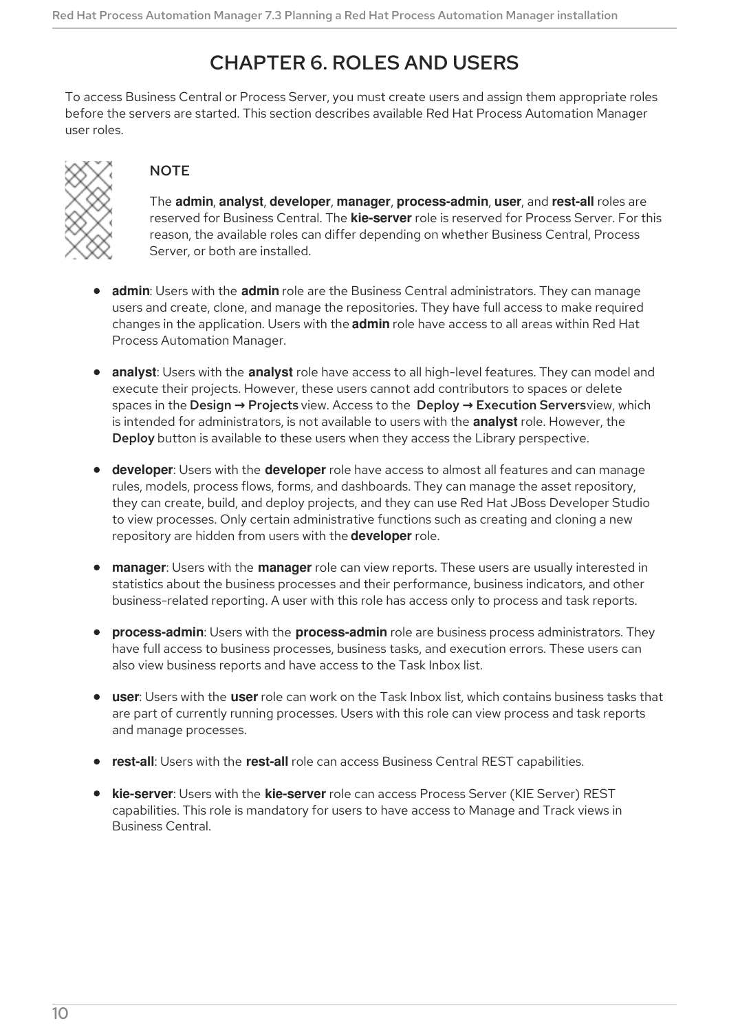# CHAPTER 6. ROLES AND USERS

To access Business Central or Process Server, you must create users and assign them appropriate roles before the servers are started. This section describes available Red Hat Process Automation Manager user roles.

> **NOTE**
>
> The **admin**, **analyst**, **developer**, **manager**, **process-admin**, **user**, and **rest-all** roles are reserved for Business Central. The **kie-server** role is reserved for Process Server. For this reason, the available roles can differ depending on whether Business Central, Process Server, or both are installed.

- **admin**: Users with the **admin** role are the Business Central administrators. They can manage users and create, clone, and manage the repositories. They have full access to make required changes in the application. Users with the **admin** role have access to all areas within Red Hat Process Automation Manager.
- **analyst**: Users with the **analyst** role have access to all high-level features. They can model and execute their projects. However, these users cannot add contributors to spaces or delete spaces in the **Design → Projects** view. Access to the **Deploy → Execution Servers** view, which is intended for administrators, is not available to users with the **analyst** role. However, the **Deploy** button is available to these users when they access the Library perspective.
- **developer**: Users with the **developer** role have access to almost all features and can manage rules, models, process flows, forms, and dashboards. They can manage the asset repository, they can create, build, and deploy projects, and they can use Red Hat JBoss Developer Studio to view processes. Only certain administrative functions such as creating and cloning a new repository are hidden from users with the **developer** role.
- **manager**: Users with the **manager** role can view reports. These users are usually interested in statistics about the business processes and their performance, business indicators, and other business-related reporting. A user with this role has access only to process and task reports.
- **process-admin**: Users with the **process-admin** role are business process administrators. They have full access to business processes, business tasks, and execution errors. These users can also view business reports and have access to the Task Inbox list.
- **user**: Users with the **user** role can work on the Task Inbox list, which contains business tasks that are part of currently running processes. Users with this role can view process and task reports and manage processes.
- **rest-all**: Users with the **rest-all** role can access Business Central REST capabilities.
- **kie-server**: Users with the **kie-server** role can access Process Server (KIE Server) REST capabilities. This role is mandatory for users to have access to Manage and Track views in Business Central.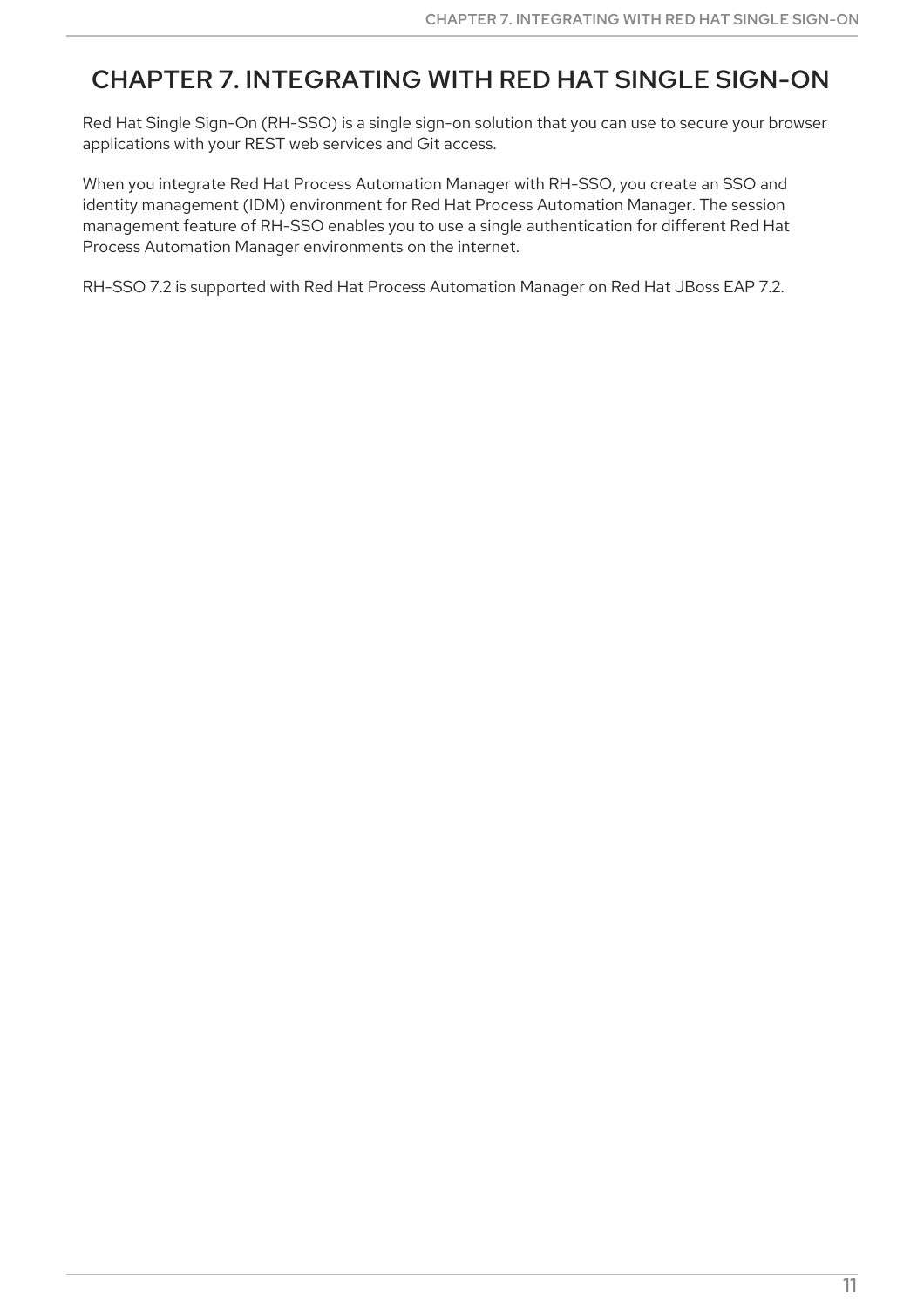# CHAPTER 7. INTEGRATING WITH RED HAT SINGLE SIGN-ON

Red Hat Single Sign-On (RH-SSO) is a single sign-on solution that you can use to secure your browser applications with your REST web services and Git access.

When you integrate Red Hat Process Automation Manager with RH-SSO, you create an SSO and identity management (IDM) environment for Red Hat Process Automation Manager. The session management feature of RH-SSO enables you to use a single authentication for different Red Hat Process Automation Manager environments on the internet.

RH-SSO 7.2 is supported with Red Hat Process Automation Manager on Red Hat JBoss EAP 7.2.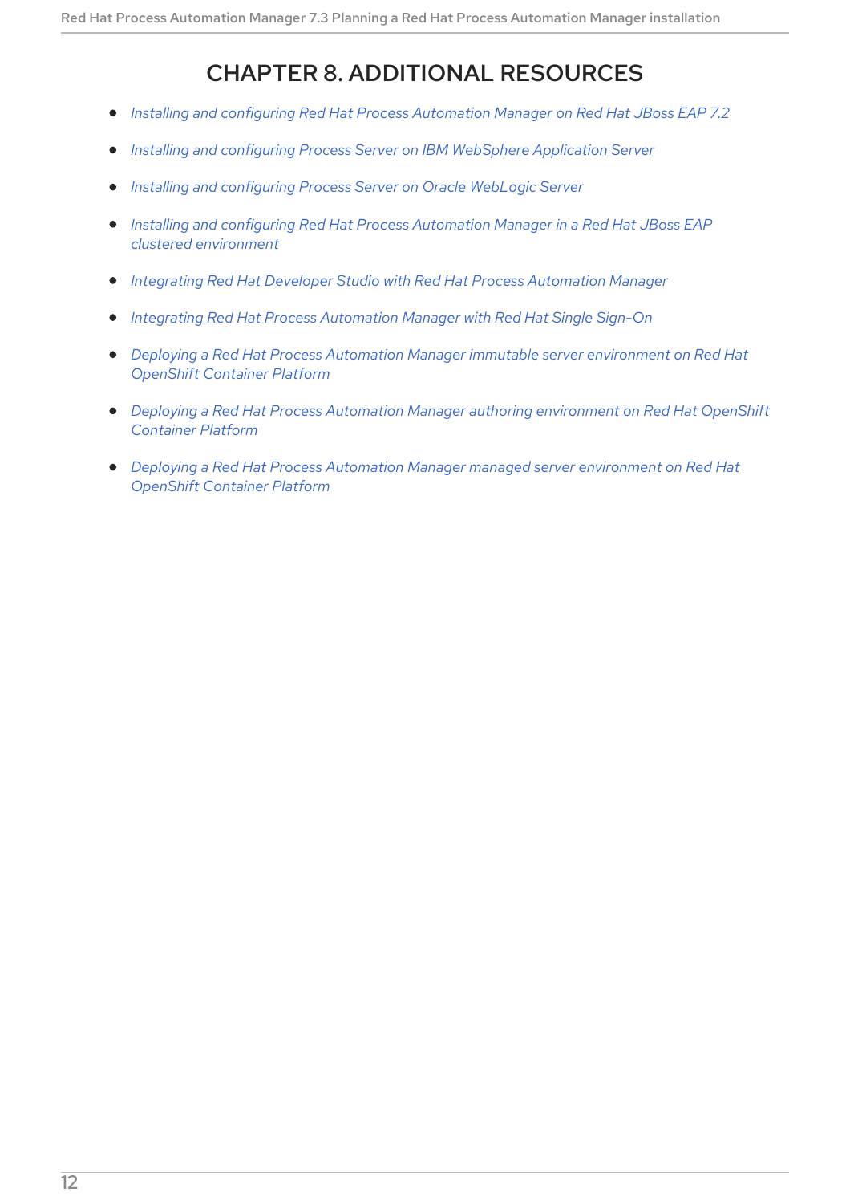# CHAPTER 8. ADDITIONAL RESOURCES

- *Installing and configuring Red Hat Process Automation Manager on Red Hat JBoss EAP 7.2*
- *Installing and configuring Process Server on IBM WebSphere Application Server*
- *Installing and configuring Process Server on Oracle WebLogic Server*
- *Installing and configuring Red Hat Process Automation Manager in a Red Hat JBoss EAP clustered environment*
- *Integrating Red Hat Developer Studio with Red Hat Process Automation Manager*
- *Integrating Red Hat Process Automation Manager with Red Hat Single Sign-On*
- *Deploying a Red Hat Process Automation Manager immutable server environment on Red Hat OpenShift Container Platform*
- *Deploying a Red Hat Process Automation Manager authoring environment on Red Hat OpenShift Container Platform*
- *Deploying a Red Hat Process Automation Manager managed server environment on Red Hat OpenShift Container Platform*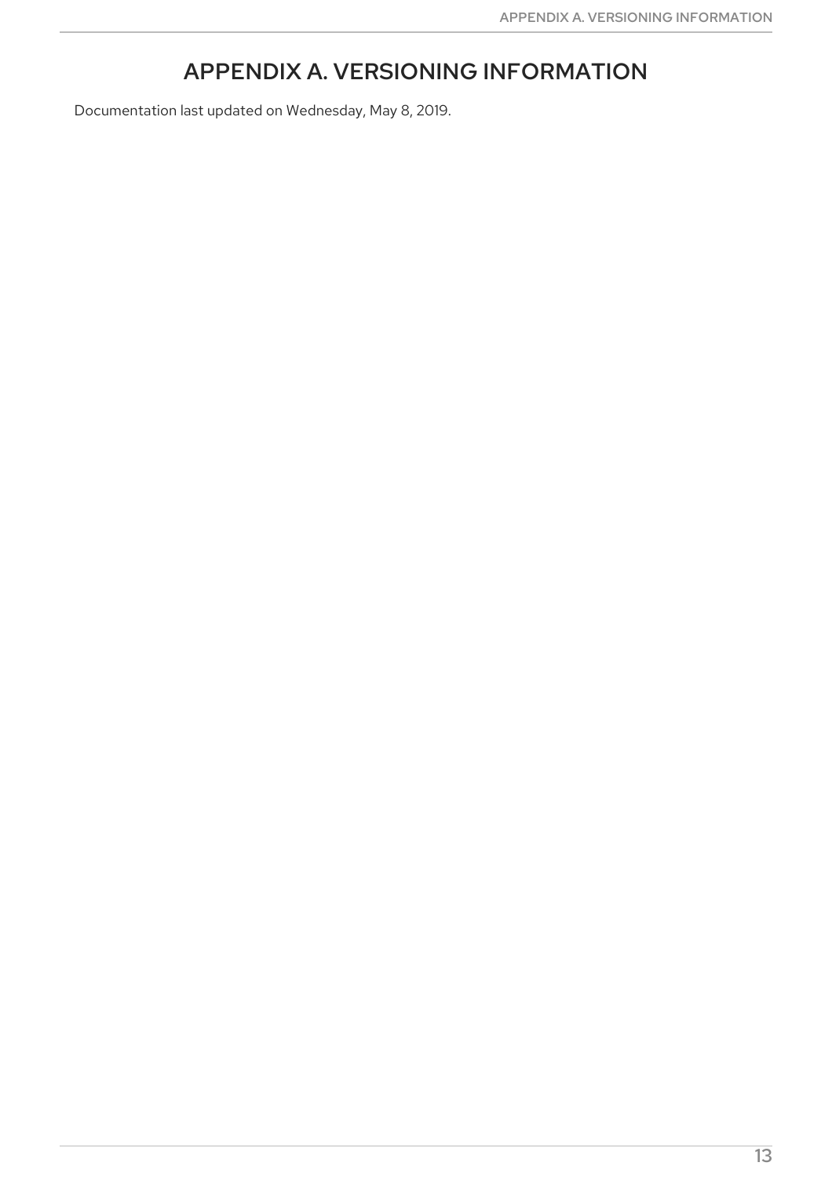# APPENDIX A. VERSIONING INFORMATION

Documentation last updated on Wednesday, May 8, 2019.